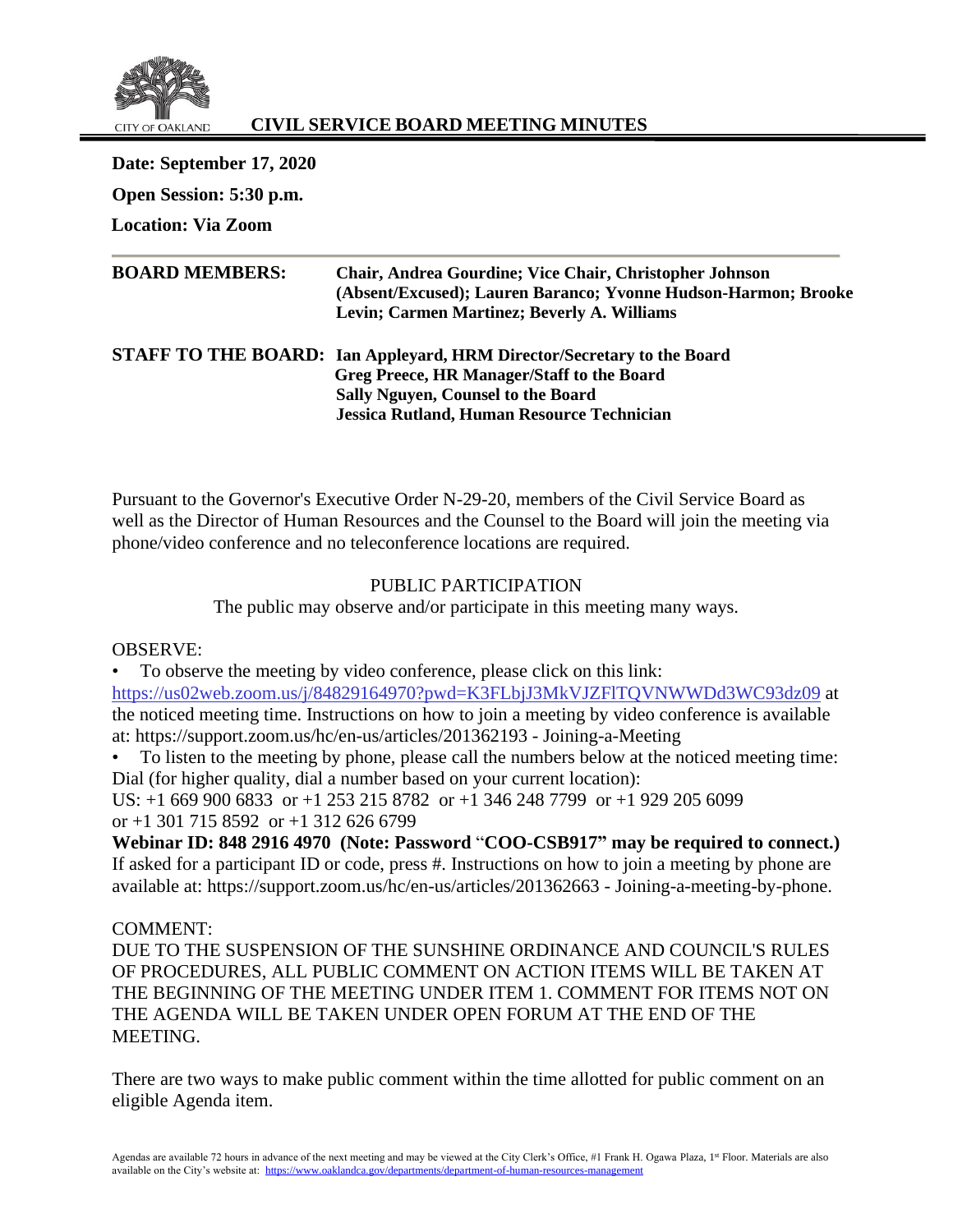# CIVIL SERVICE BOARD MEETING MINUTES

**Date: September 17, 2020**

**Open Session: 5:30 p.m.**

**Location: Via Zoom**

**BOARD MEMBERS:** **Chair, Andrea Gourdine; Vice Chair, Christopher Johnson (Absent/Excused); Lauren Baranco; Yvonne Hudson-Harmon; Brooke Levin; Carmen Martinez; Beverly A. Williams**

**STAFF TO THE BOARD:** **Ian Appleyard, HRM Director/Secretary to the Board**
**Greg Preece, HR Manager/Staff to the Board**
**Sally Nguyen, Counsel to the Board**
**Jessica Rutland, Human Resource Technician**

Pursuant to the Governor's Executive Order N-29-20, members of the Civil Service Board as well as the Director of Human Resources and the Counsel to the Board will join the meeting via phone/video conference and no teleconference locations are required.

PUBLIC PARTICIPATION

The public may observe and/or participate in this meeting many ways.

OBSERVE:

- To observe the meeting by video conference, please click on this link: https://us02web.zoom.us/j/84829164970?pwd=K3FLbjJ3MkVJZFlTQVNWWDd3WC93dz09 at the noticed meeting time. Instructions on how to join a meeting by video conference is available at: https://support.zoom.us/hc/en-us/articles/201362193 - Joining-a-Meeting
- To listen to the meeting by phone, please call the numbers below at the noticed meeting time: Dial (for higher quality, dial a number based on your current location):

US: +1 669 900 6833 or +1 253 215 8782 or +1 346 248 7799 or +1 929 205 6099 or +1 301 715 8592 or +1 312 626 6799

**Webinar ID: 848 2916 4970 (Note: Password "COO-CSB917" may be required to connect.)**
If asked for a participant ID or code, press #. Instructions on how to join a meeting by phone are available at: https://support.zoom.us/hc/en-us/articles/201362663 - Joining-a-meeting-by-phone.

COMMENT:

DUE TO THE SUSPENSION OF THE SUNSHINE ORDINANCE AND COUNCIL'S RULES OF PROCEDURES, ALL PUBLIC COMMENT ON ACTION ITEMS WILL BE TAKEN AT THE BEGINNING OF THE MEETING UNDER ITEM 1. COMMENT FOR ITEMS NOT ON THE AGENDA WILL BE TAKEN UNDER OPEN FORUM AT THE END OF THE MEETING.

There are two ways to make public comment within the time allotted for public comment on an eligible Agenda item.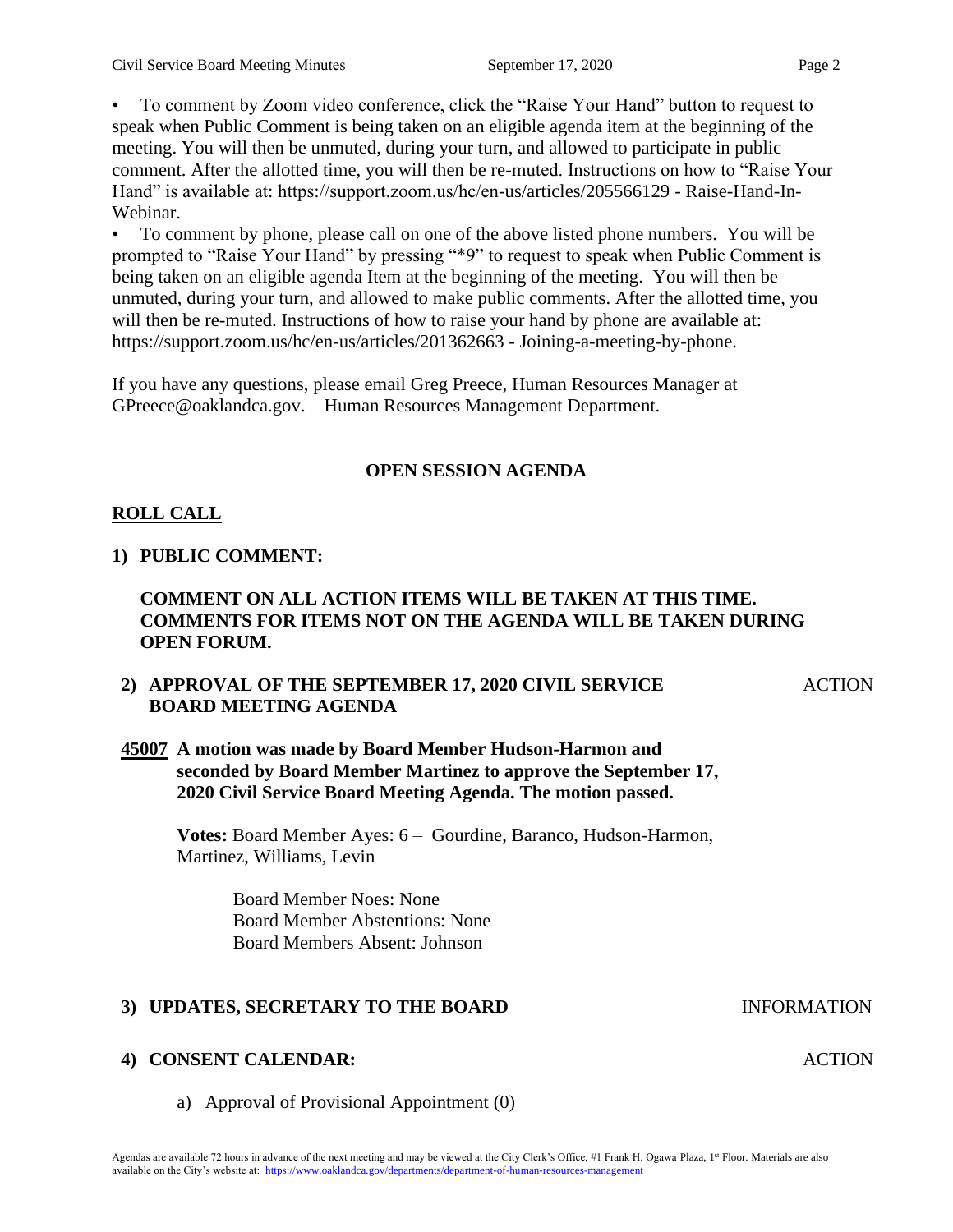- To comment by Zoom video conference, click the "Raise Your Hand" button to request to speak when Public Comment is being taken on an eligible agenda item at the beginning of the meeting. You will then be unmuted, during your turn, and allowed to participate in public comment. After the allotted time, you will then be re-muted. Instructions on how to "Raise Your Hand" is available at: https://support.zoom.us/hc/en-us/articles/205566129 - Raise-Hand-In-Webinar.
- To comment by phone, please call on one of the above listed phone numbers. You will be prompted to "Raise Your Hand" by pressing "*9" to request to speak when Public Comment is being taken on an eligible agenda Item at the beginning of the meeting. You will then be unmuted, during your turn, and allowed to make public comments. After the allotted time, you will then be re-muted. Instructions of how to raise your hand by phone are available at: https://support.zoom.us/hc/en-us/articles/201362663 - Joining-a-meeting-by-phone.

If you have any questions, please email Greg Preece, Human Resources Manager at GPreece@oaklandca.gov. – Human Resources Management Department.

## OPEN SESSION AGENDA

**ROLL CALL**

**1) PUBLIC COMMENT:**

**COMMENT ON ALL ACTION ITEMS WILL BE TAKEN AT THIS TIME. COMMENTS FOR ITEMS NOT ON THE AGENDA WILL BE TAKEN DURING OPEN FORUM.**

**2) APPROVAL OF THE SEPTEMBER 17, 2020 CIVIL SERVICE BOARD MEETING AGENDA** — ACTION

**45007** **A motion was made by Board Member Hudson-Harmon and seconded by Board Member Martinez to approve the September 17, 2020 Civil Service Board Meeting Agenda. The motion passed.**

**Votes:** Board Member Ayes: 6 – Gourdine, Baranco, Hudson-Harmon, Martinez, Williams, Levin

Board Member Noes: None
Board Member Abstentions: None
Board Members Absent: Johnson

**3) UPDATES, SECRETARY TO THE BOARD** — INFORMATION

**4) CONSENT CALENDAR:** — ACTION

a) Approval of Provisional Appointment (0)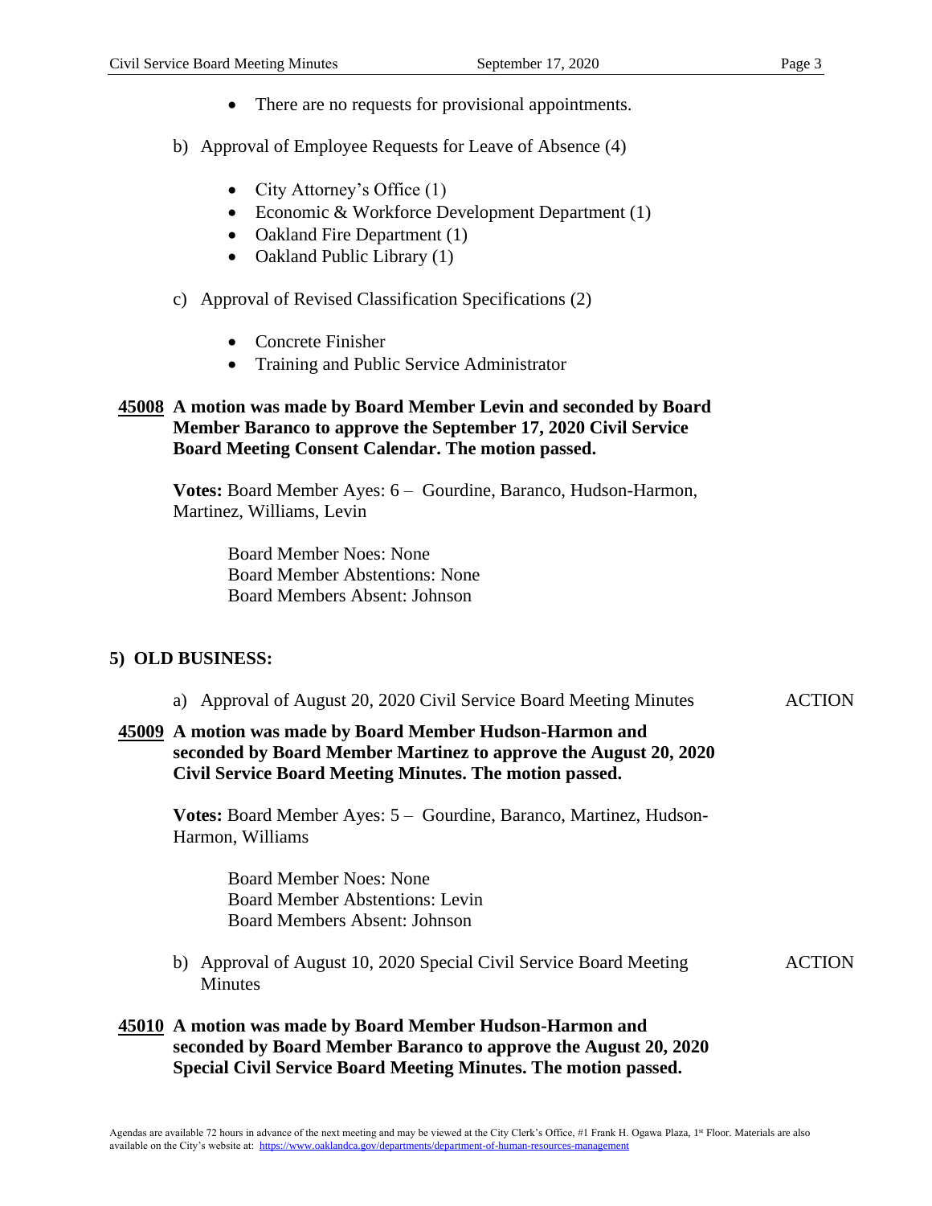- There are no requests for provisional appointments.

b) Approval of Employee Requests for Leave of Absence (4)

- City Attorney's Office (1)
- Economic & Workforce Development Department (1)
- Oakland Fire Department (1)
- Oakland Public Library (1)

c) Approval of Revised Classification Specifications (2)

- Concrete Finisher
- Training and Public Service Administrator

**45008 A motion was made by Board Member Levin and seconded by Board Member Baranco to approve the September 17, 2020 Civil Service Board Meeting Consent Calendar. The motion passed.**

**Votes:** Board Member Ayes: 6 – Gourdine, Baranco, Hudson-Harmon, Martinez, Williams, Levin

Board Member Noes: None
Board Member Abstentions: None
Board Members Absent: Johnson

## 5) OLD BUSINESS:

a) Approval of August 20, 2020 Civil Service Board Meeting Minutes — ACTION

**45009 A motion was made by Board Member Hudson-Harmon and seconded by Board Member Martinez to approve the August 20, 2020 Civil Service Board Meeting Minutes. The motion passed.**

**Votes:** Board Member Ayes: 5 – Gourdine, Baranco, Martinez, Hudson-Harmon, Williams

Board Member Noes: None
Board Member Abstentions: Levin
Board Members Absent: Johnson

b) Approval of August 10, 2020 Special Civil Service Board Meeting Minutes — ACTION

**45010 A motion was made by Board Member Hudson-Harmon and seconded by Board Member Baranco to approve the August 20, 2020 Special Civil Service Board Meeting Minutes. The motion passed.**

Agendas are available 72 hours in advance of the next meeting and may be viewed at the City Clerk's Office, #1 Frank H. Ogawa Plaza, 1st Floor. Materials are also available on the City's website at: https://www.oaklandca.gov/departments/department-of-human-resources-management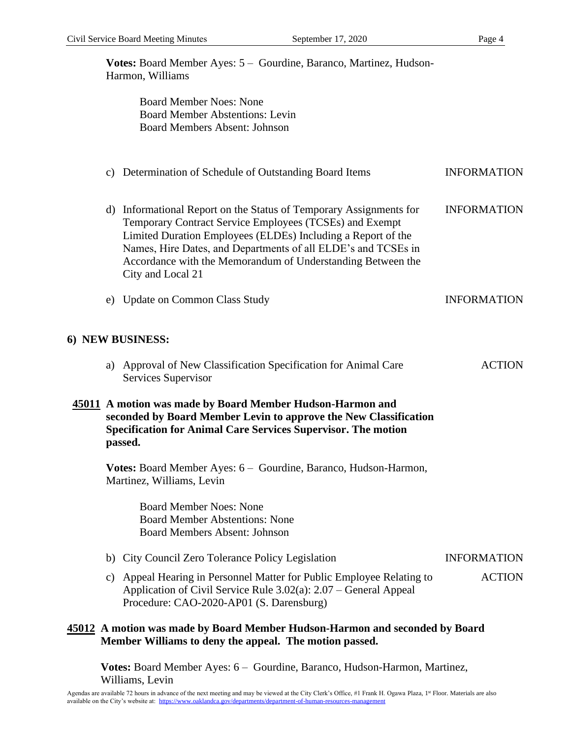**Votes:** Board Member Ayes: 5 – Gourdine, Baranco, Martinez, Hudson-Harmon, Williams

Board Member Noes: None
Board Member Abstentions: Levin
Board Members Absent: Johnson

c) Determination of Schedule of Outstanding Board Items — INFORMATION

d) Informational Report on the Status of Temporary Assignments for Temporary Contract Service Employees (TCSEs) and Exempt Limited Duration Employees (ELDEs) Including a Report of the Names, Hire Dates, and Departments of all ELDE's and TCSEs in Accordance with the Memorandum of Understanding Between the City and Local 21 — INFORMATION

e) Update on Common Class Study — INFORMATION

## 6) NEW BUSINESS:

a) Approval of New Classification Specification for Animal Care Services Supervisor — ACTION

**45011 A motion was made by Board Member Hudson-Harmon and seconded by Board Member Levin to approve the New Classification Specification for Animal Care Services Supervisor. The motion passed.**

**Votes:** Board Member Ayes: 6 – Gourdine, Baranco, Hudson-Harmon, Martinez, Williams, Levin

Board Member Noes: None
Board Member Abstentions: None
Board Members Absent: Johnson

b) City Council Zero Tolerance Policy Legislation — INFORMATION

c) Appeal Hearing in Personnel Matter for Public Employee Relating to Application of Civil Service Rule 3.02(a): 2.07 – General Appeal Procedure: CAO-2020-AP01 (S. Darensburg) — ACTION

**45012 A motion was made by Board Member Hudson-Harmon and seconded by Board Member Williams to deny the appeal. The motion passed.**

**Votes:** Board Member Ayes: 6 – Gourdine, Baranco, Hudson-Harmon, Martinez, Williams, Levin

Agendas are available 72 hours in advance of the next meeting and may be viewed at the City Clerk's Office, #1 Frank H. Ogawa Plaza, 1st Floor. Materials are also available on the City's website at: https://www.oaklandca.gov/departments/department-of-human-resources-management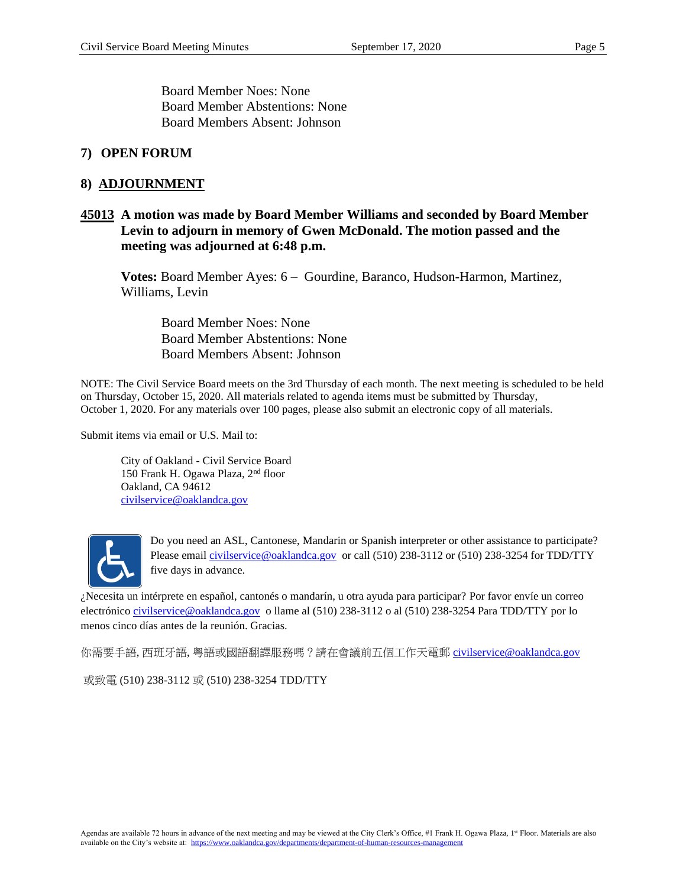Board Member Noes: None
Board Member Abstentions: None
Board Members Absent: Johnson

## 7) OPEN FORUM

## 8) ADJOURNMENT

**45013 A motion was made by Board Member Williams and seconded by Board Member Levin to adjourn in memory of Gwen McDonald. The motion passed and the meeting was adjourned at 6:48 p.m.**

**Votes:** Board Member Ayes: 6 – Gourdine, Baranco, Hudson-Harmon, Martinez, Williams, Levin

Board Member Noes: None
Board Member Abstentions: None
Board Members Absent: Johnson

NOTE: The Civil Service Board meets on the 3rd Thursday of each month. The next meeting is scheduled to be held on Thursday, October 15, 2020. All materials related to agenda items must be submitted by Thursday, October 1, 2020. For any materials over 100 pages, please also submit an electronic copy of all materials.

Submit items via email or U.S. Mail to:

City of Oakland - Civil Service Board
150 Frank H. Ogawa Plaza, 2nd floor
Oakland, CA 94612
civilservice@oaklandca.gov

Do you need an ASL, Cantonese, Mandarin or Spanish interpreter or other assistance to participate? Please email civilservice@oaklandca.gov or call (510) 238-3112 or (510) 238-3254 for TDD/TTY five days in advance.

¿Necesita un intérprete en español, cantonés o mandarín, u otra ayuda para participar? Por favor envíe un correo electrónico civilservice@oaklandca.gov o llame al (510) 238-3112 o al (510) 238-3254 Para TDD/TTY por lo menos cinco días antes de la reunión. Gracias.

你需要手語, 西班牙語, 粵語或國語翻譯服務嗎？請在會議前五個工作天電郵 civilservice@oaklandca.gov

或致電 (510) 238-3112 或 (510) 238-3254 TDD/TTY

Agendas are available 72 hours in advance of the next meeting and may be viewed at the City Clerk's Office, #1 Frank H. Ogawa Plaza, 1st Floor. Materials are also available on the City's website at: https://www.oaklandca.gov/departments/department-of-human-resources-management